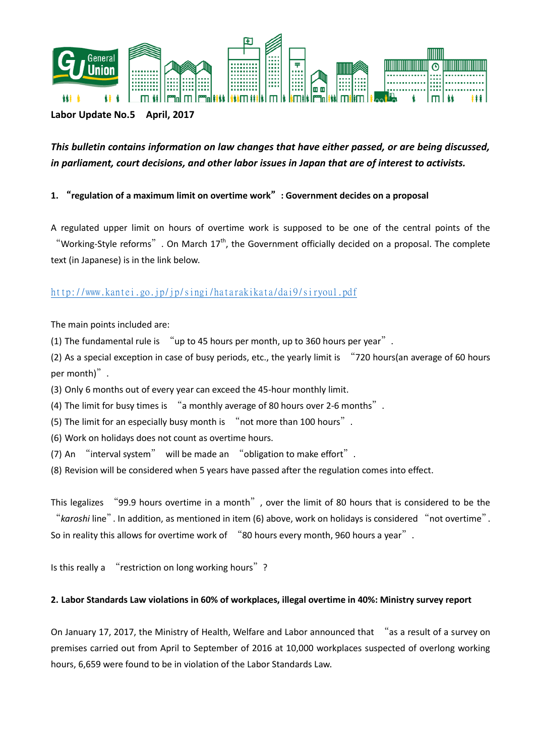**Labor Update No.5 April, 2017**

***This bulletin contains information on law changes that have either passed, or are being discussed, in parliament, court decisions, and other labor issues in Japan that are of interest to activists.***

### 1. “regulation of a maximum limit on overtime work”: Government decides on a proposal

A regulated upper limit on hours of overtime work is supposed to be one of the central points of the “Working-Style reforms”. On March 17th, the Government officially decided on a proposal. The complete text (in Japanese) is in the link below.

http://www.kantei.go.jp/jp/singi/hatarakikata/dai9/siryou1.pdf

The main points included are:

(1) The fundamental rule is “up to 45 hours per month, up to 360 hours per year”.

(2) As a special exception in case of busy periods, etc., the yearly limit is “720 hours(an average of 60 hours per month)”.

(3) Only 6 months out of every year can exceed the 45-hour monthly limit.

(4) The limit for busy times is “a monthly average of 80 hours over 2-6 months”.

(5) The limit for an especially busy month is “not more than 100 hours”.

(6) Work on holidays does not count as overtime hours.

(7) An “interval system” will be made an “obligation to make effort”.

(8) Revision will be considered when 5 years have passed after the regulation comes into effect.

This legalizes “99.9 hours overtime in a month”, over the limit of 80 hours that is considered to be the “*karoshi* line”. In addition, as mentioned in item (6) above, work on holidays is considered “not overtime”. So in reality this allows for overtime work of “80 hours every month, 960 hours a year”.

Is this really a “restriction on long working hours”?

### 2. Labor Standards Law violations in 60% of workplaces, illegal overtime in 40%: Ministry survey report

On January 17, 2017, the Ministry of Health, Welfare and Labor announced that “as a result of a survey on premises carried out from April to September of 2016 at 10,000 workplaces suspected of overlong working hours, 6,659 were found to be in violation of the Labor Standards Law.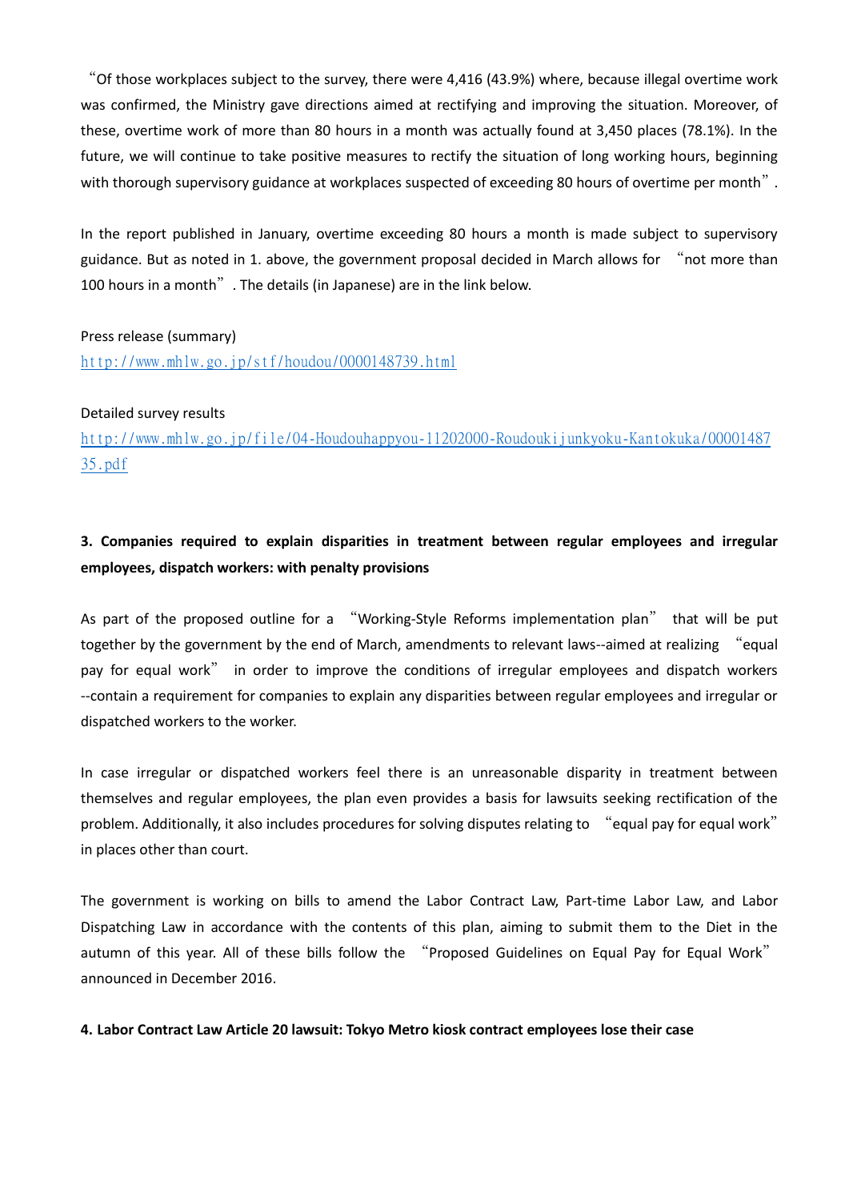"Of those workplaces subject to the survey, there were 4,416 (43.9%) where, because illegal overtime work was confirmed, the Ministry gave directions aimed at rectifying and improving the situation. Moreover, of these, overtime work of more than 80 hours in a month was actually found at 3,450 places (78.1%). In the future, we will continue to take positive measures to rectify the situation of long working hours, beginning with thorough supervisory guidance at workplaces suspected of exceeding 80 hours of overtime per month".

In the report published in January, overtime exceeding 80 hours a month is made subject to supervisory guidance. But as noted in 1. above, the government proposal decided in March allows for "not more than 100 hours in a month". The details (in Japanese) are in the link below.

Press release (summary)
http://www.mhlw.go.jp/stf/houdou/0000148739.html

Detailed survey results
http://www.mhlw.go.jp/file/04-Houdouhappyou-11202000-Roudoukijunkyoku-Kantokuka/0000148735.pdf

**3. Companies required to explain disparities in treatment between regular employees and irregular employees, dispatch workers: with penalty provisions**

As part of the proposed outline for a "Working-Style Reforms implementation plan" that will be put together by the government by the end of March, amendments to relevant laws--aimed at realizing "equal pay for equal work" in order to improve the conditions of irregular employees and dispatch workers --contain a requirement for companies to explain any disparities between regular employees and irregular or dispatched workers to the worker.

In case irregular or dispatched workers feel there is an unreasonable disparity in treatment between themselves and regular employees, the plan even provides a basis for lawsuits seeking rectification of the problem. Additionally, it also includes procedures for solving disputes relating to "equal pay for equal work" in places other than court.

The government is working on bills to amend the Labor Contract Law, Part-time Labor Law, and Labor Dispatching Law in accordance with the contents of this plan, aiming to submit them to the Diet in the autumn of this year. All of these bills follow the "Proposed Guidelines on Equal Pay for Equal Work" announced in December 2016.

**4. Labor Contract Law Article 20 lawsuit: Tokyo Metro kiosk contract employees lose their case**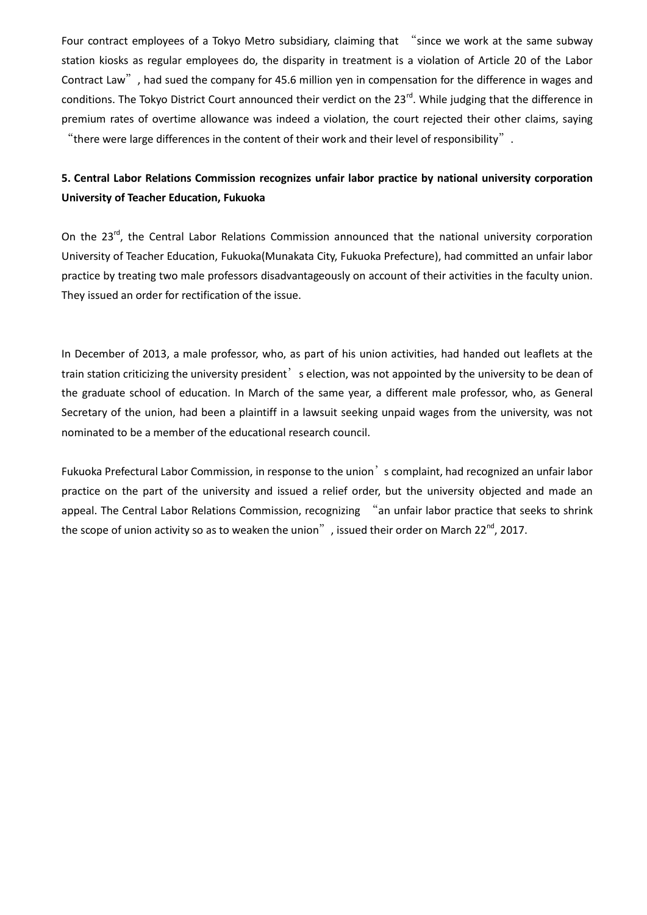Four contract employees of a Tokyo Metro subsidiary, claiming that "since we work at the same subway station kiosks as regular employees do, the disparity in treatment is a violation of Article 20 of the Labor Contract Law", had sued the company for 45.6 million yen in compensation for the difference in wages and conditions. The Tokyo District Court announced their verdict on the 23rd. While judging that the difference in premium rates of overtime allowance was indeed a violation, the court rejected their other claims, saying "there were large differences in the content of their work and their level of responsibility".

**5. Central Labor Relations Commission recognizes unfair labor practice by national university corporation University of Teacher Education, Fukuoka**

On the 23rd, the Central Labor Relations Commission announced that the national university corporation University of Teacher Education, Fukuoka(Munakata City, Fukuoka Prefecture), had committed an unfair labor practice by treating two male professors disadvantageously on account of their activities in the faculty union. They issued an order for rectification of the issue.

In December of 2013, a male professor, who, as part of his union activities, had handed out leaflets at the train station criticizing the university president's election, was not appointed by the university to be dean of the graduate school of education. In March of the same year, a different male professor, who, as General Secretary of the union, had been a plaintiff in a lawsuit seeking unpaid wages from the university, was not nominated to be a member of the educational research council.

Fukuoka Prefectural Labor Commission, in response to the union's complaint, had recognized an unfair labor practice on the part of the university and issued a relief order, but the university objected and made an appeal. The Central Labor Relations Commission, recognizing "an unfair labor practice that seeks to shrink the scope of union activity so as to weaken the union", issued their order on March 22nd, 2017.